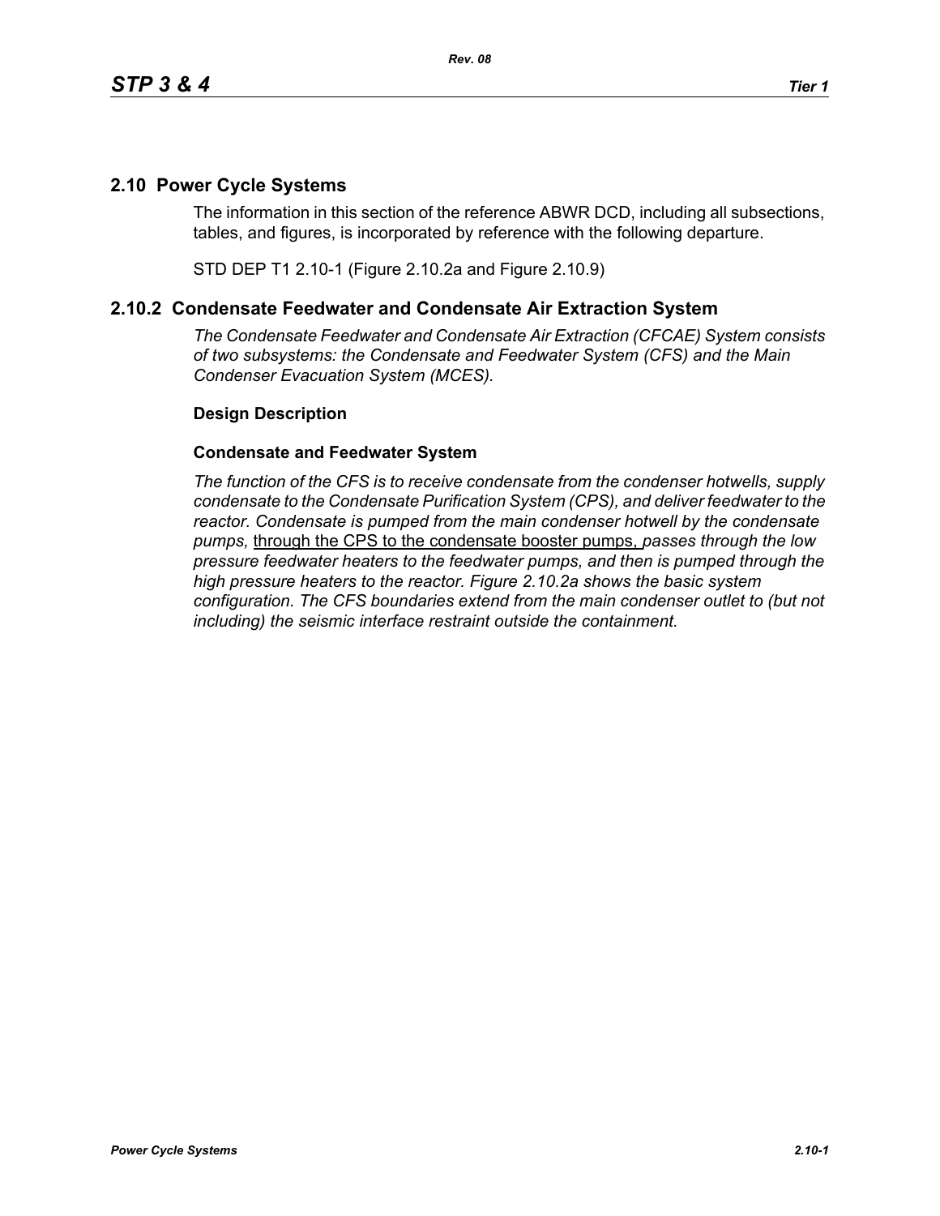## 2.10 Power Cycle Systems

The information in this section of the reference ABWR DCD, including all subsections, tables, and figures, is incorporated by reference with the following departure.

STD DEP T1 2.10-1 (Figure 2.10.2a and Figure 2.10.9)

## 2.10.2 Condensate Feedwater and Condensate Air Extraction System

*The Condensate Feedwater and Condensate Air Extraction (CFCAE) System consists of two subsystems: the Condensate and Feedwater System (CFS) and the Main Condenser Evacuation System (MCES).*

### Design Description

#### Condensate and Feedwater System

*The function of the CFS is to receive condensate from the condenser hotwells, supply condensate to the Condensate Purification System (CPS), and deliver feedwater to the reactor. Condensate is pumped from the main condenser hotwell by the condensate pumps,* <u>through the CPS to the condensate booster pumps,</u> *passes through the low pressure feedwater heaters to the feedwater pumps, and then is pumped through the high pressure heaters to the reactor. Figure 2.10.2a shows the basic system configuration. The CFS boundaries extend from the main condenser outlet to (but not including) the seismic interface restraint outside the containment.*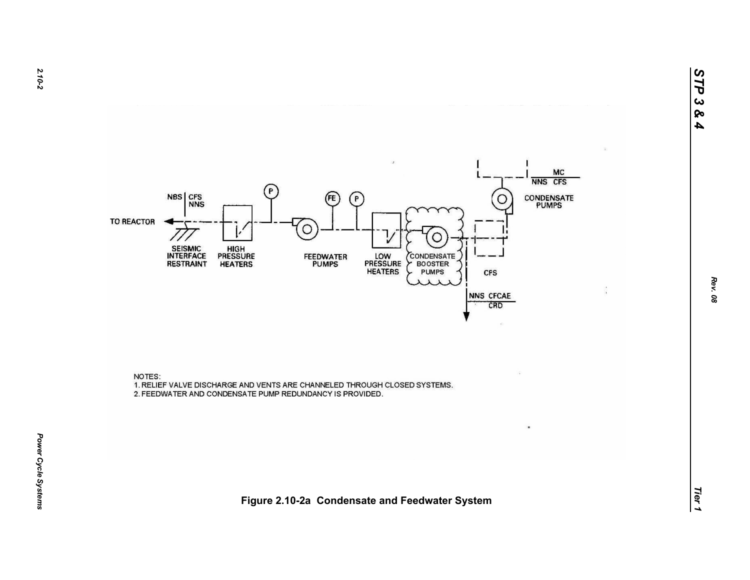TO REACTOR

NBS | CFS NNS

SEISMIC INTERFACE RESTRAINT

HIGH PRESSURE HEATERS

P

FEEDWATER PUMPS

FE

P

LOW PRESSURE HEATERS

CONDENSATE BOOSTER PUMPS

CPS

NNS CFCAE CRD

MC NNS CFS

CONDENSATE PUMPS

NOTES:

1. RELIEF VALVE DISCHARGE AND VENTS ARE CHANNELED THROUGH CLOSED SYSTEMS.
2. FEEDWATER AND CONDENSATE PUMP REDUNDANCY IS PROVIDED.

**Figure 2.10-2a Condensate and Feedwater System**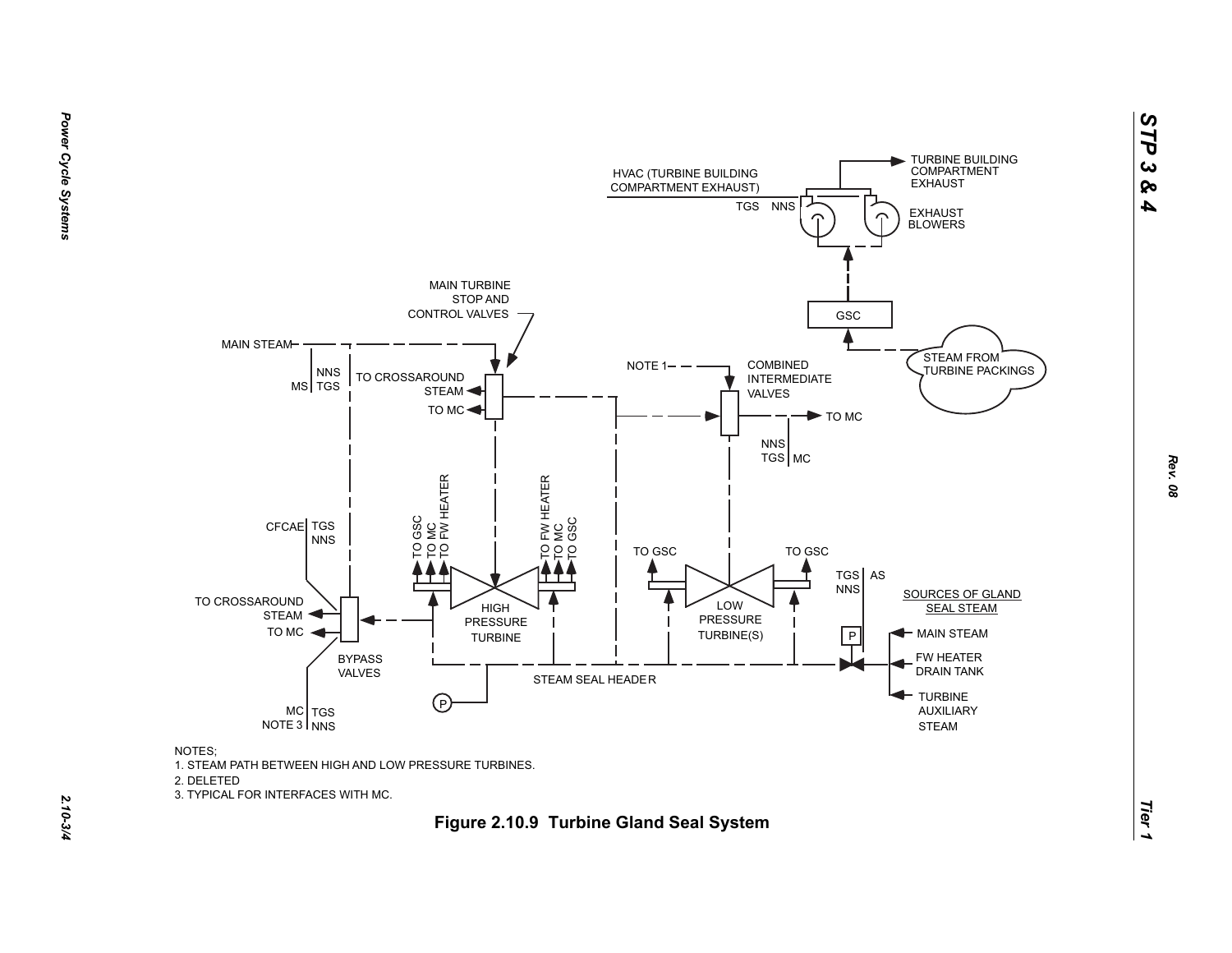HVAC (TURBINE BUILDING COMPARTMENT EXHAUST)

TGS NNS

TURBINE BUILDING COMPARTMENT EXHAUST

EXHAUST BLOWERS

GSC

STEAM FROM TURBINE PACKINGS

MAIN TURBINE STOP AND CONTROL VALVES

MAIN STEAM

NNS

MS TGS

TO CROSSAROUND STEAM

TO MC

NOTE 1

COMBINED INTERMEDIATE VALVES

TO MC

NNS

TGS MC

CFCAE TGS

NNS

TO GSC

TO MC

TO FW HEATER

TO FW HEATER

TO MC

TO GSC

TO GSC

TO GSC

TGS AS

NNS

SOURCES OF GLAND SEAL STEAM

TO CROSSAROUND STEAM

TO MC

HIGH PRESSURE TURBINE

LOW PRESSURE TURBINE(S)

P

MAIN STEAM

FW HEATER DRAIN TANK

TURBINE AUXILIARY STEAM

BYPASS VALVES

STEAM SEAL HEADER

P

MC TGS

NOTE 3 NNS

NOTES;

1. STEAM PATH BETWEEN HIGH AND LOW PRESSURE TURBINES.
2. DELETED
3. TYPICAL FOR INTERFACES WITH MC.

**Figure 2.10.9 Turbine Gland Seal System**